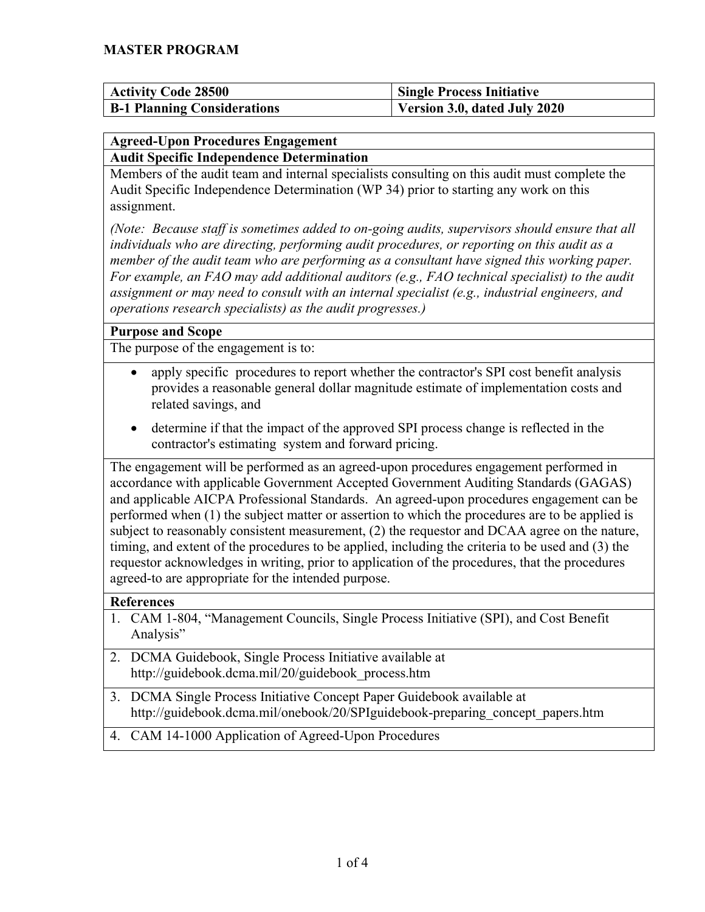**MASTER PROGRAM**

| **Activity Code 28500** | **Single Process Initiative** |
|---|---|
| **B-1 Planning Considerations** | **Version 3.0, dated July 2020** |

## Agreed-Upon Procedures Engagement

### Audit Specific Independence Determination

Members of the audit team and internal specialists consulting on this audit must complete the Audit Specific Independence Determination (WP 34) prior to starting any work on this assignment.

*(Note: Because staff is sometimes added to on-going audits, supervisors should ensure that all individuals who are directing, performing audit procedures, or reporting on this audit as a member of the audit team who are performing as a consultant have signed this working paper. For example, an FAO may add additional auditors (e.g., FAO technical specialist) to the audit assignment or may need to consult with an internal specialist (e.g., industrial engineers, and operations research specialists) as the audit progresses.)*

### Purpose and Scope

The purpose of the engagement is to:

- apply specific procedures to report whether the contractor's SPI cost benefit analysis provides a reasonable general dollar magnitude estimate of implementation costs and related savings, and
- determine if that the impact of the approved SPI process change is reflected in the contractor's estimating system and forward pricing.

The engagement will be performed as an agreed-upon procedures engagement performed in accordance with applicable Government Accepted Government Auditing Standards (GAGAS) and applicable AICPA Professional Standards. An agreed-upon procedures engagement can be performed when (1) the subject matter or assertion to which the procedures are to be applied is subject to reasonably consistent measurement, (2) the requestor and DCAA agree on the nature, timing, and extent of the procedures to be applied, including the criteria to be used and (3) the requestor acknowledges in writing, prior to application of the procedures, that the procedures agreed-to are appropriate for the intended purpose.

### References

1. CAM 1-804, "Management Councils, Single Process Initiative (SPI), and Cost Benefit Analysis"
2. DCMA Guidebook, Single Process Initiative available at http://guidebook.dcma.mil/20/guidebook_process.htm
3. DCMA Single Process Initiative Concept Paper Guidebook available at http://guidebook.dcma.mil/onebook/20/SPIguidebook-preparing_concept_papers.htm
4. CAM 14-1000 Application of Agreed-Upon Procedures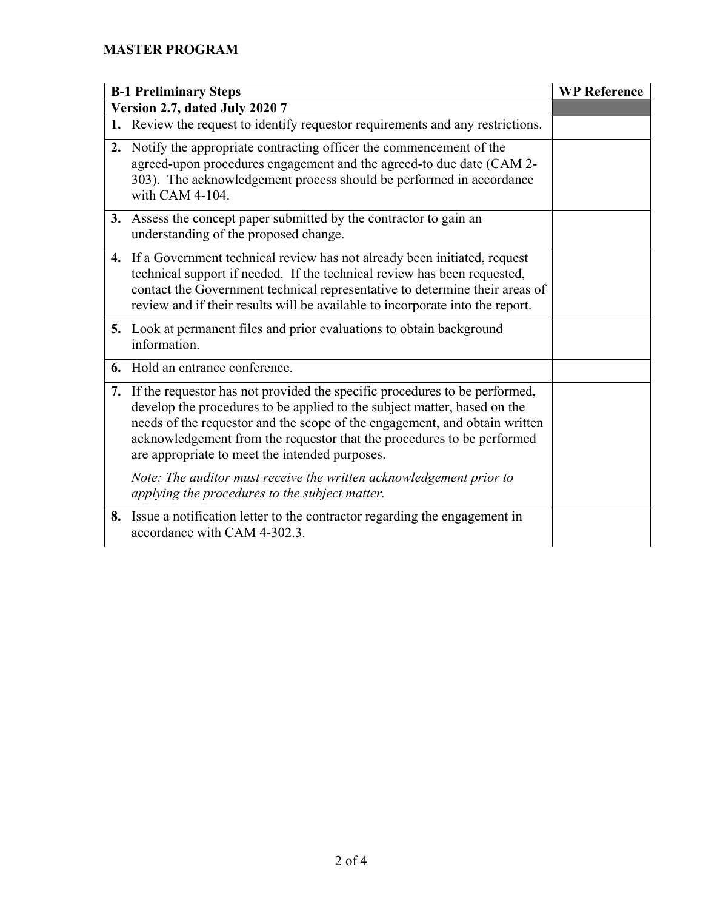## MASTER PROGRAM

| B-1 Preliminary Steps | WP Reference |
|---|---|
| **Version 2.7, dated July 2020 7** | |
| **1.** Review the request to identify requestor requirements and any restrictions. | |
| **2.** Notify the appropriate contracting officer the commencement of the agreed-upon procedures engagement and the agreed-to due date (CAM 2-303). The acknowledgement process should be performed in accordance with CAM 4-104. | |
| **3.** Assess the concept paper submitted by the contractor to gain an understanding of the proposed change. | |
| **4.** If a Government technical review has not already been initiated, request technical support if needed. If the technical review has been requested, contact the Government technical representative to determine their areas of review and if their results will be available to incorporate into the report. | |
| **5.** Look at permanent files and prior evaluations to obtain background information. | |
| **6.** Hold an entrance conference. | |
| **7.** If the requestor has not provided the specific procedures to be performed, develop the procedures to be applied to the subject matter, based on the needs of the requestor and the scope of the engagement, and obtain written acknowledgement from the requestor that the procedures to be performed are appropriate to meet the intended purposes. *Note: The auditor must receive the written acknowledgement prior to applying the procedures to the subject matter.* | |
| **8.** Issue a notification letter to the contractor regarding the engagement in accordance with CAM 4-302.3. | |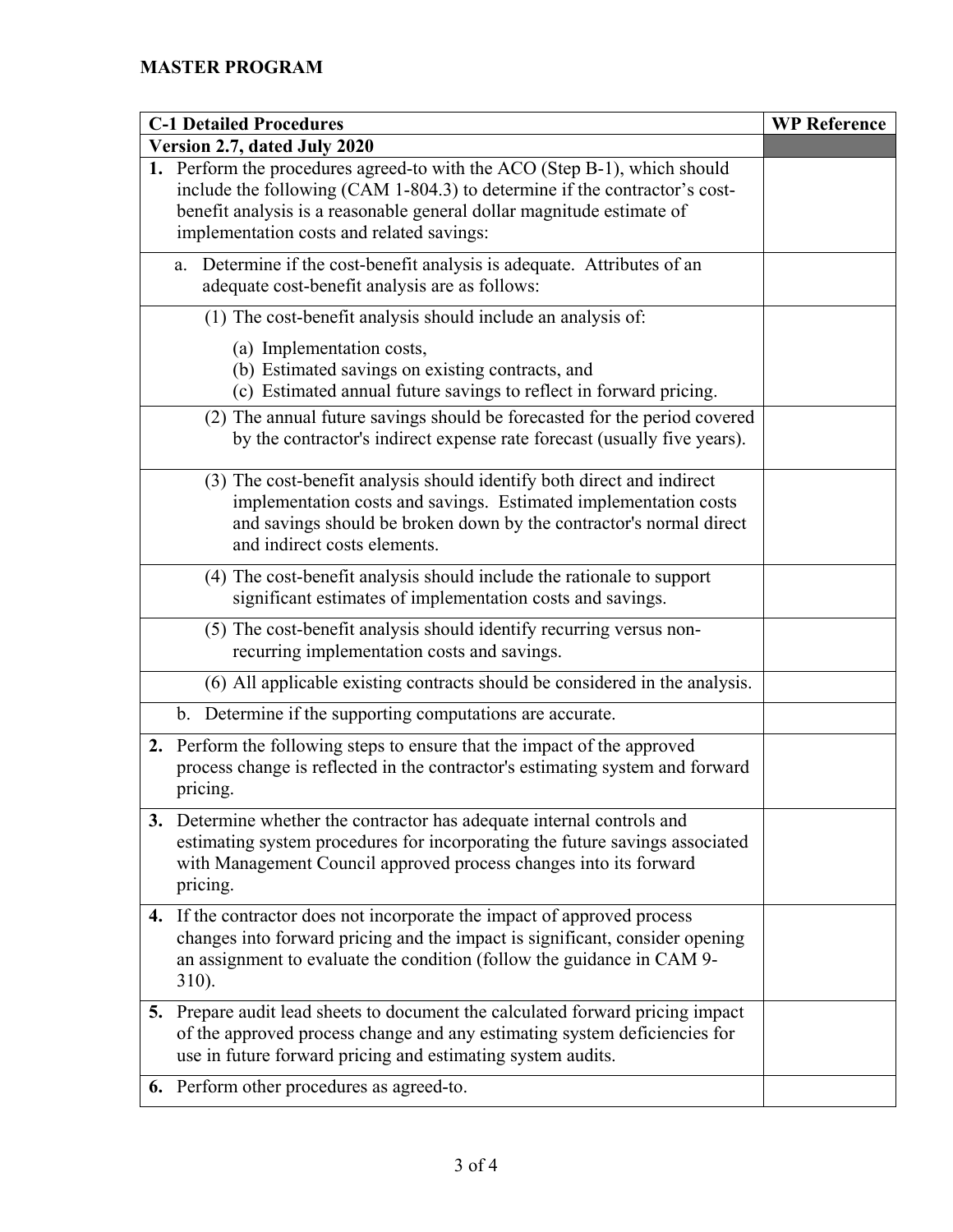## MASTER PROGRAM

| C-1 Detailed Procedures | WP Reference |
|---|---|
| **Version 2.7, dated July 2020** | |
| **1.** Perform the procedures agreed-to with the ACO (Step B-1), which should include the following (CAM 1-804.3) to determine if the contractor's cost-benefit analysis is a reasonable general dollar magnitude estimate of implementation costs and related savings: | |
| a. Determine if the cost-benefit analysis is adequate. Attributes of an adequate cost-benefit analysis are as follows: | |
| (1) The cost-benefit analysis should include an analysis of: (a) Implementation costs, (b) Estimated savings on existing contracts, and (c) Estimated annual future savings to reflect in forward pricing. | |
| (2) The annual future savings should be forecasted for the period covered by the contractor's indirect expense rate forecast (usually five years). | |
| (3) The cost-benefit analysis should identify both direct and indirect implementation costs and savings. Estimated implementation costs and savings should be broken down by the contractor's normal direct and indirect costs elements. | |
| (4) The cost-benefit analysis should include the rationale to support significant estimates of implementation costs and savings. | |
| (5) The cost-benefit analysis should identify recurring versus non-recurring implementation costs and savings. | |
| (6) All applicable existing contracts should be considered in the analysis. | |
| b. Determine if the supporting computations are accurate. | |
| **2.** Perform the following steps to ensure that the impact of the approved process change is reflected in the contractor's estimating system and forward pricing. | |
| **3.** Determine whether the contractor has adequate internal controls and estimating system procedures for incorporating the future savings associated with Management Council approved process changes into its forward pricing. | |
| **4.** If the contractor does not incorporate the impact of approved process changes into forward pricing and the impact is significant, consider opening an assignment to evaluate the condition (follow the guidance in CAM 9-310). | |
| **5.** Prepare audit lead sheets to document the calculated forward pricing impact of the approved process change and any estimating system deficiencies for use in future forward pricing and estimating system audits. | |
| **6.** Perform other procedures as agreed-to. | |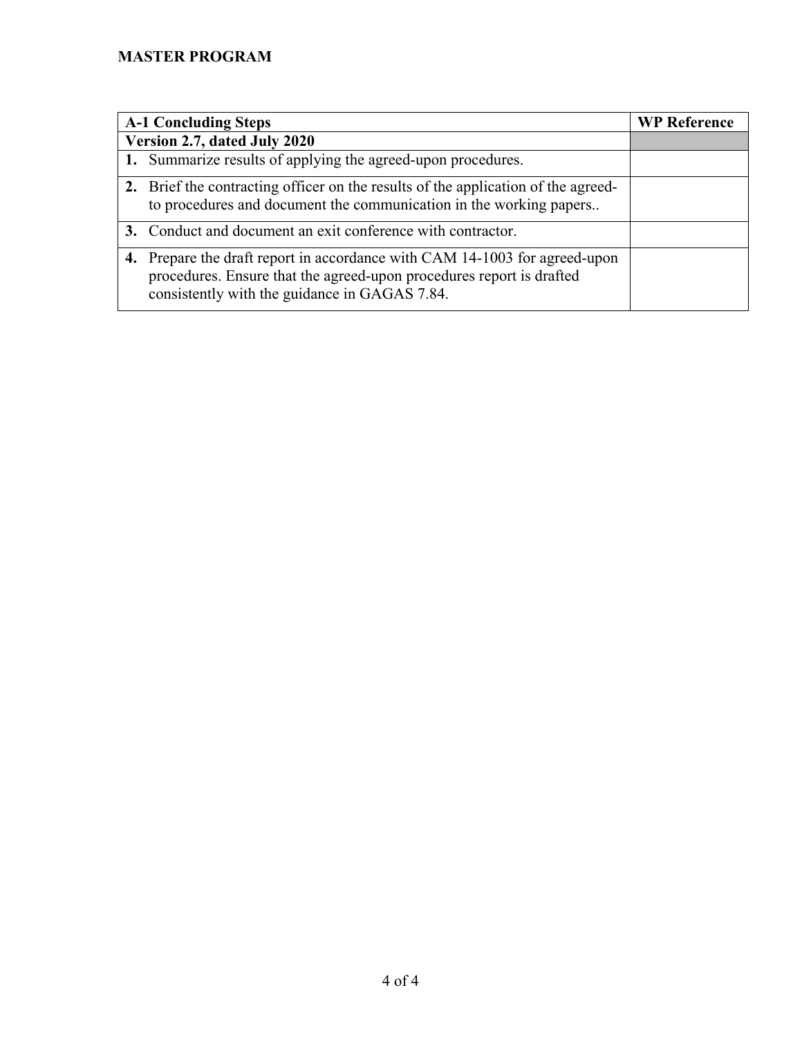**MASTER PROGRAM**

| **A-1 Concluding Steps** | **WP Reference** |
| --- | --- |
| **Version 2.7, dated July 2020** | |
| **1.** Summarize results of applying the agreed-upon procedures. | |
| **2.** Brief the contracting officer on the results of the application of the agreed-to procedures and document the communication in the working papers.. | |
| **3.** Conduct and document an exit conference with contractor. | |
| **4.** Prepare the draft report in accordance with CAM 14-1003 for agreed-upon procedures. Ensure that the agreed-upon procedures report is drafted consistently with the guidance in GAGAS 7.84. | |